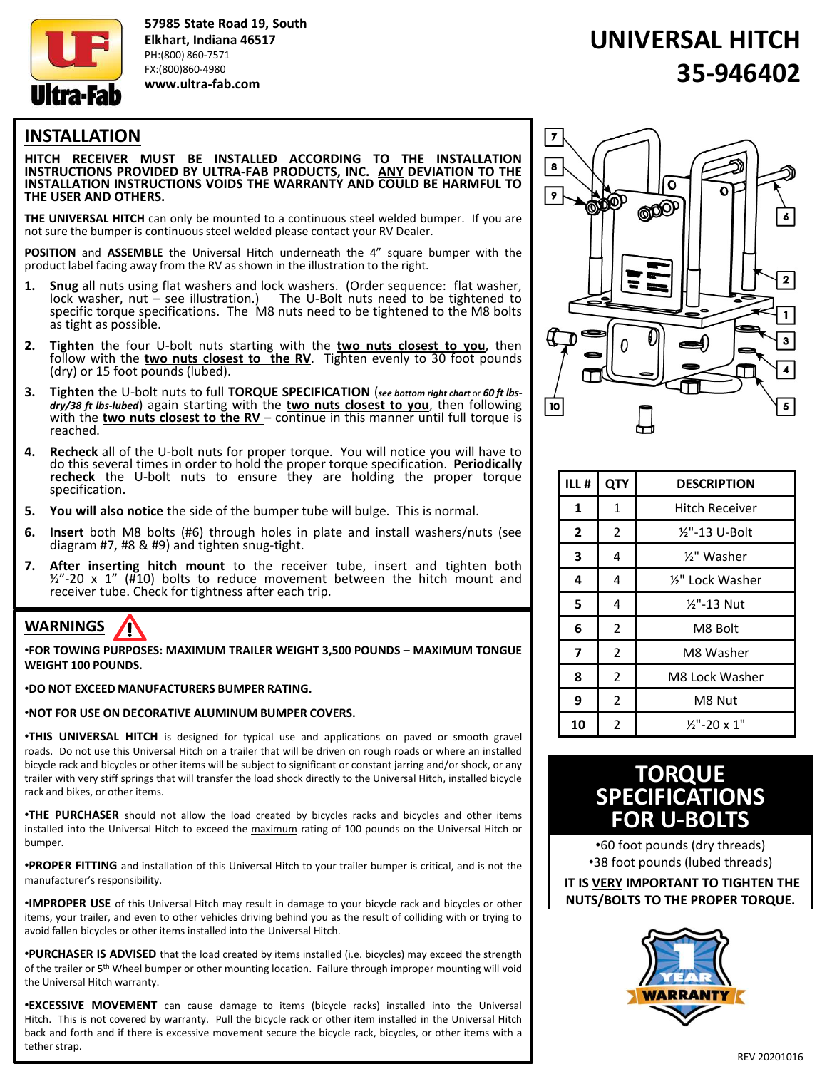57985 State Road 19, South
Elkhart, Indiana 46517
PH:(800) 860-7571
FX:(800)860-4980
www.ultra-fab.com

# UNIVERSAL HITCH 35-946402

## INSTALLATION

**HITCH RECEIVER MUST BE INSTALLED ACCORDING TO THE INSTALLATION INSTRUCTIONS PROVIDED BY ULTRA-FAB PRODUCTS, INC. ANY DEVIATION TO THE INSTALLATION INSTRUCTIONS VOIDS THE WARRANTY AND COULD BE HARMFUL TO THE USER AND OTHERS.**

**THE UNIVERSAL HITCH** can only be mounted to a continuous steel welded bumper. If you are not sure the bumper is continuous steel welded please contact your RV Dealer.

**POSITION** and **ASSEMBLE** the Universal Hitch underneath the 4" square bumper with the product label facing away from the RV as shown in the illustration to the right.

1. **Snug** all nuts using flat washers and lock washers. (Order sequence: flat washer, lock washer, nut – see illustration.) The U-Bolt nuts need to be tightened to specific torque specifications. The M8 nuts need to be tightened to the M8 bolts as tight as possible.
2. **Tighten** the four U-bolt nuts starting with the **two nuts closest to you**, then follow with the **two nuts closest to the RV**. Tighten evenly to 30 foot pounds (dry) or 15 foot pounds (lubed).
3. **Tighten** the U-bolt nuts to full **TORQUE SPECIFICATION** (*see bottom right chart* or *60 ft lbs-dry/38 ft lbs-lubed*) again starting with the **two nuts closest to you**, then following with the **two nuts closest to the RV** – continue in this manner until full torque is reached.
4. **Recheck** all of the U-bolt nuts for proper torque. You will notice you will have to do this several times in order to hold the proper torque specification. **Periodically recheck** the U-bolt nuts to ensure they are holding the proper torque specification.
5. **You will also notice** the side of the bumper tube will bulge. This is normal.
6. **Insert** both M8 bolts (#6) through holes in plate and install washers/nuts (see diagram #7, #8 & #9) and tighten snug-tight.
7. **After inserting hitch mount** to the receiver tube, insert and tighten both ½"-20 x 1" (#10) bolts to reduce movement between the hitch mount and receiver tube. Check for tightness after each trip.

## WARNINGS

**•FOR TOWING PURPOSES: MAXIMUM TRAILER WEIGHT 3,500 POUNDS – MAXIMUM TONGUE WEIGHT 100 POUNDS.**

**•DO NOT EXCEED MANUFACTURERS BUMPER RATING.**

**•NOT FOR USE ON DECORATIVE ALUMINUM BUMPER COVERS.**

**•THIS UNIVERSAL HITCH** is designed for typical use and applications on paved or smooth gravel roads. Do not use this Universal Hitch on a trailer that will be driven on rough roads or where an installed bicycle rack and bicycles or other items will be subject to significant or constant jarring and/or shock, or any trailer with very stiff springs that will transfer the load shock directly to the Universal Hitch, installed bicycle rack and bikes, or other items.

**•THE PURCHASER** should not allow the load created by bicycles racks and bicycles and other items installed into the Universal Hitch to exceed the maximum rating of 100 pounds on the Universal Hitch or bumper.

**•PROPER FITTING** and installation of this Universal Hitch to your trailer bumper is critical, and is not the manufacturer's responsibility.

**•IMPROPER USE** of this Universal Hitch may result in damage to your bicycle rack and bicycles or other items, your trailer, and even to other vehicles driving behind you as the result of colliding with or trying to avoid fallen bicycles or other items installed into the Universal Hitch.

**•PURCHASER IS ADVISED** that the load created by items installed (i.e. bicycles) may exceed the strength of the trailer or 5th Wheel bumper or other mounting location. Failure through improper mounting will void the Universal Hitch warranty.

**•EXCESSIVE MOVEMENT** can cause damage to items (bicycle racks) installed into the Universal Hitch. This is not covered by warranty. Pull the bicycle rack or other item installed in the Universal Hitch back and forth and if there is excessive movement secure the bicycle rack, bicycles, or other items with a tether strap.

| ILL # | QTY | DESCRIPTION |
|---|---|---|
| 1 | 1 | Hitch Receiver |
| 2 | 2 | ½"-13 U-Bolt |
| 3 | 4 | ½" Washer |
| 4 | 4 | ½" Lock Washer |
| 5 | 4 | ½"-13 Nut |
| 6 | 2 | M8 Bolt |
| 7 | 2 | M8 Washer |
| 8 | 2 | M8 Lock Washer |
| 9 | 2 | M8 Nut |
| 10 | 2 | ½"-20 x 1" |

## TORQUE SPECIFICATIONS FOR U-BOLTS

•60 foot pounds (dry threads)
•38 foot pounds (lubed threads)

**IT IS VERY IMPORTANT TO TIGHTEN THE NUTS/BOLTS TO THE PROPER TORQUE.**

1 YEAR WARRANTY

REV 20201016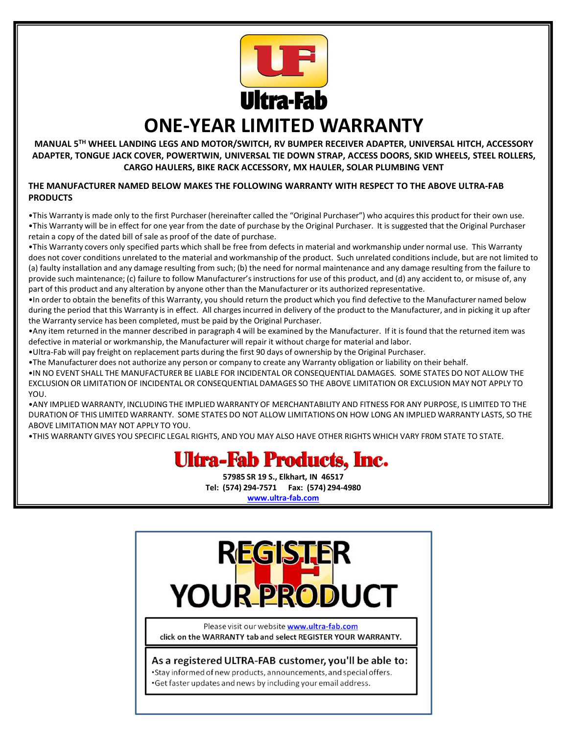Ultra-Fab

# ONE-YEAR LIMITED WARRANTY

**MANUAL 5TH WHEEL LANDING LEGS AND MOTOR/SWITCH, RV BUMPER RECEIVER ADAPTER, UNIVERSAL HITCH, ACCESSORY ADAPTER, TONGUE JACK COVER, POWERTWIN, UNIVERSAL TIE DOWN STRAP, ACCESS DOORS, SKID WHEELS, STEEL ROLLERS, CARGO HAULERS, BIKE RACK ACCESSORY, MX HAULER, SOLAR PLUMBING VENT**

**THE MANUFACTURER NAMED BELOW MAKES THE FOLLOWING WARRANTY WITH RESPECT TO THE ABOVE ULTRA-FAB PRODUCTS**

- This Warranty is made only to the first Purchaser (hereinafter called the "Original Purchaser") who acquires this product for their own use.
- This Warranty will be in effect for one year from the date of purchase by the Original Purchaser. It is suggested that the Original Purchaser retain a copy of the dated bill of sale as proof of the date of purchase.
- This Warranty covers only specified parts which shall be free from defects in material and workmanship under normal use. This Warranty does not cover conditions unrelated to the material and workmanship of the product. Such unrelated conditions include, but are not limited to (a) faulty installation and any damage resulting from such; (b) the need for normal maintenance and any damage resulting from the failure to provide such maintenance; (c) failure to follow Manufacturer's instructions for use of this product, and (d) any accident to, or misuse of, any part of this product and any alteration by anyone other than the Manufacturer or its authorized representative.
- In order to obtain the benefits of this Warranty, you should return the product which you find defective to the Manufacturer named below during the period that this Warranty is in effect. All charges incurred in delivery of the product to the Manufacturer, and in picking it up after the Warranty service has been completed, must be paid by the Original Purchaser.
- Any item returned in the manner described in paragraph 4 will be examined by the Manufacturer. If it is found that the returned item was defective in material or workmanship, the Manufacturer will repair it without charge for material and labor.
- Ultra-Fab will pay freight on replacement parts during the first 90 days of ownership by the Original Purchaser.
- The Manufacturer does not authorize any person or company to create any Warranty obligation or liability on their behalf.
- IN NO EVENT SHALL THE MANUFACTURER BE LIABLE FOR INCIDENTAL OR CONSEQUENTIAL DAMAGES. SOME STATES DO NOT ALLOW THE EXCLUSION OR LIMITATION OF INCIDENTAL OR CONSEQUENTIAL DAMAGES SO THE ABOVE LIMITATION OR EXCLUSION MAY NOT APPLY TO YOU.
- ANY IMPLIED WARRANTY, INCLUDING THE IMPLIED WARRANTY OF MERCHANTABILITY AND FITNESS FOR ANY PURPOSE, IS LIMITED TO THE DURATION OF THIS LIMITED WARRANTY. SOME STATES DO NOT ALLOW LIMITATIONS ON HOW LONG AN IMPLIED WARRANTY LASTS, SO THE ABOVE LIMITATION MAY NOT APPLY TO YOU.
- THIS WARRANTY GIVES YOU SPECIFIC LEGAL RIGHTS, AND YOU MAY ALSO HAVE OTHER RIGHTS WHICH VARY FR0M STATE TO STATE.

## Ultra-Fab Products, Inc.

**57985 SR 19 S., Elkhart, IN 46517**
**Tel: (574) 294-7571 Fax: (574) 294-4980**
**www.ultra-fab.com**

# REGISTER YOUR PRODUCT

Please visit our website **www.ultra-fab.com**
click on the WARRANTY tab and select REGISTER YOUR WARRANTY.

As a registered ULTRA-FAB customer, you'll be able to:

- Stay informed of new products, announcements, and special offers.
- Get faster updates and news by including your email address.